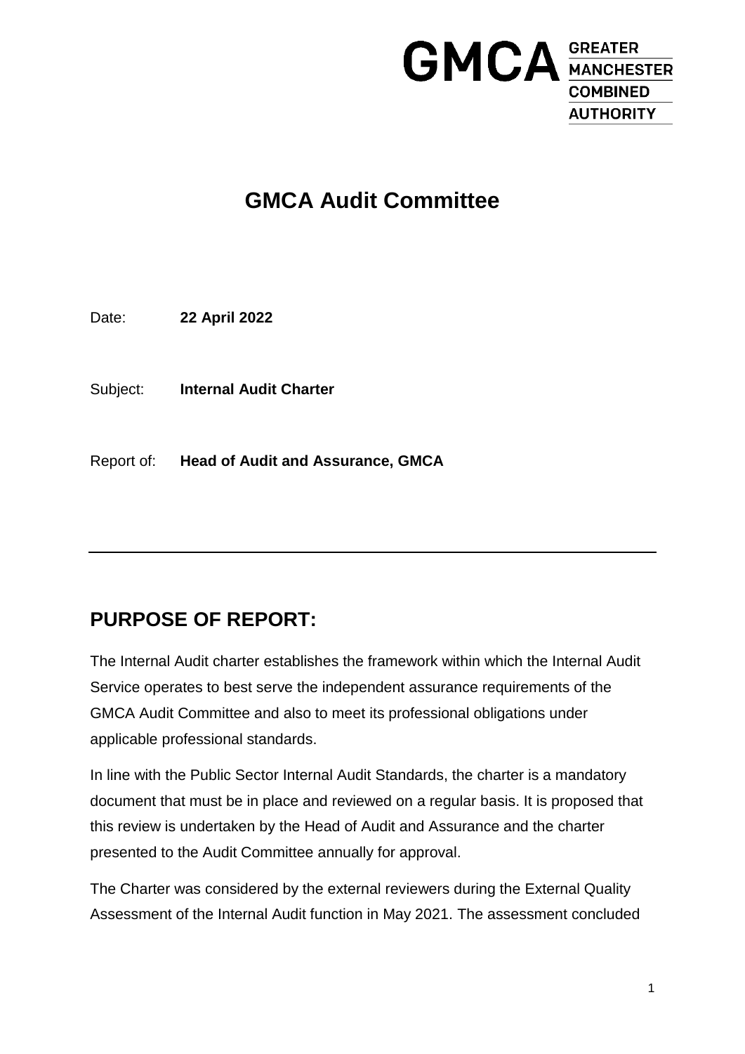GMCA GREATER MANCHESTER COMBINED AUTHORITY

# GMCA Audit Committee

Date: **22 April 2022**

Subject: **Internal Audit Charter**

Report of: **Head of Audit and Assurance, GMCA**

---

## PURPOSE OF REPORT:

The Internal Audit charter establishes the framework within which the Internal Audit Service operates to best serve the independent assurance requirements of the GMCA Audit Committee and also to meet its professional obligations under applicable professional standards.

In line with the Public Sector Internal Audit Standards, the charter is a mandatory document that must be in place and reviewed on a regular basis. It is proposed that this review is undertaken by the Head of Audit and Assurance and the charter presented to the Audit Committee annually for approval.

The Charter was considered by the external reviewers during the External Quality Assessment of the Internal Audit function in May 2021. The assessment concluded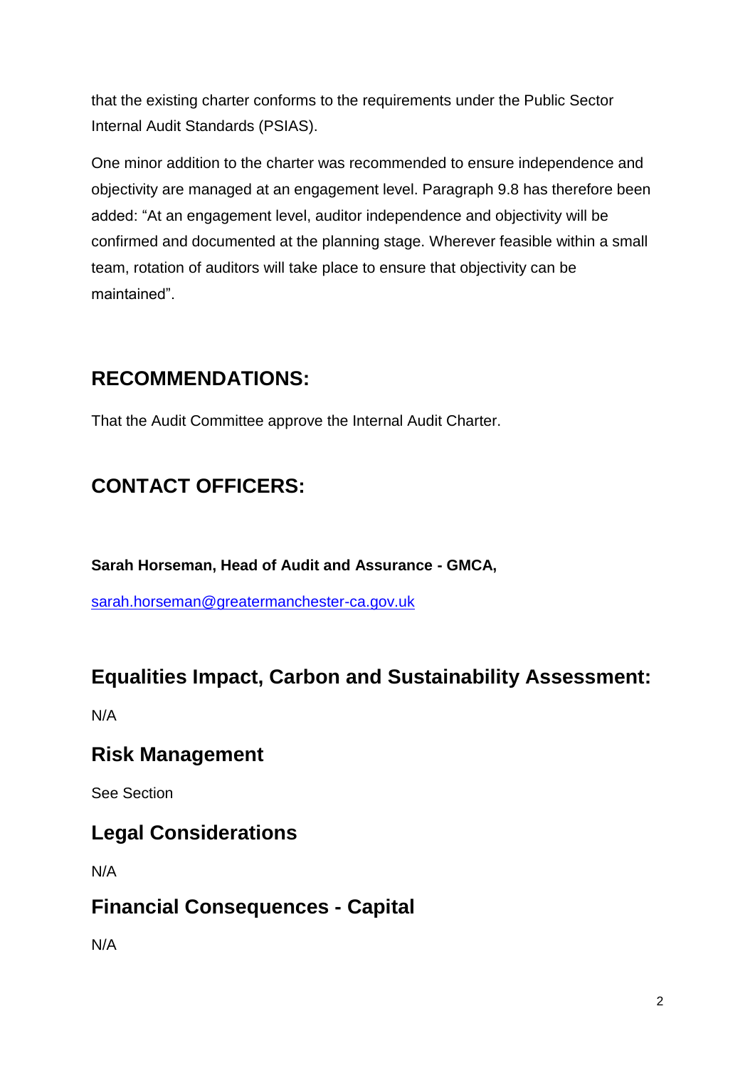that the existing charter conforms to the requirements under the Public Sector Internal Audit Standards (PSIAS).

One minor addition to the charter was recommended to ensure independence and objectivity are managed at an engagement level. Paragraph 9.8 has therefore been added: "At an engagement level, auditor independence and objectivity will be confirmed and documented at the planning stage. Wherever feasible within a small team, rotation of auditors will take place to ensure that objectivity can be maintained".

## RECOMMENDATIONS:

That the Audit Committee approve the Internal Audit Charter.

## CONTACT OFFICERS:

**Sarah Horseman, Head of Audit and Assurance - GMCA,**

sarah.horseman@greatermanchester-ca.gov.uk

## Equalities Impact, Carbon and Sustainability Assessment:

N/A

## Risk Management

See Section

## Legal Considerations

N/A

## Financial Consequences - Capital

N/A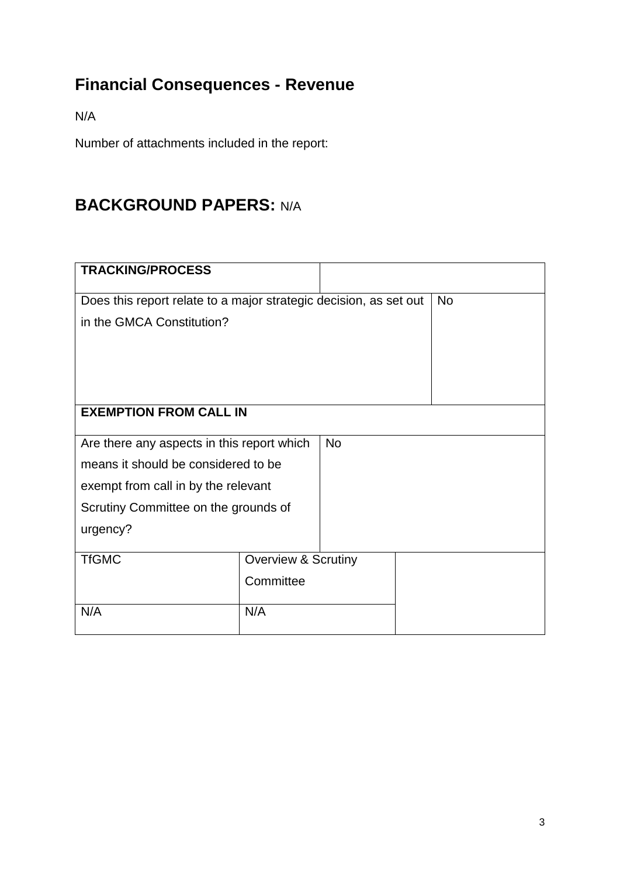## Financial Consequences - Revenue

N/A

Number of attachments included in the report:

## BACKGROUND PAPERS: N/A

| TRACKING/PROCESS | | |
|---|---|---|
| Does this report relate to a major strategic decision, as set out in the GMCA Constitution? | | No |
| **EXEMPTION FROM CALL IN** | | |
| Are there any aspects in this report which means it should be considered to be exempt from call in by the relevant Scrutiny Committee on the grounds of urgency? | No | |
| TfGMC | Overview & Scrutiny Committee | |
| N/A | N/A | |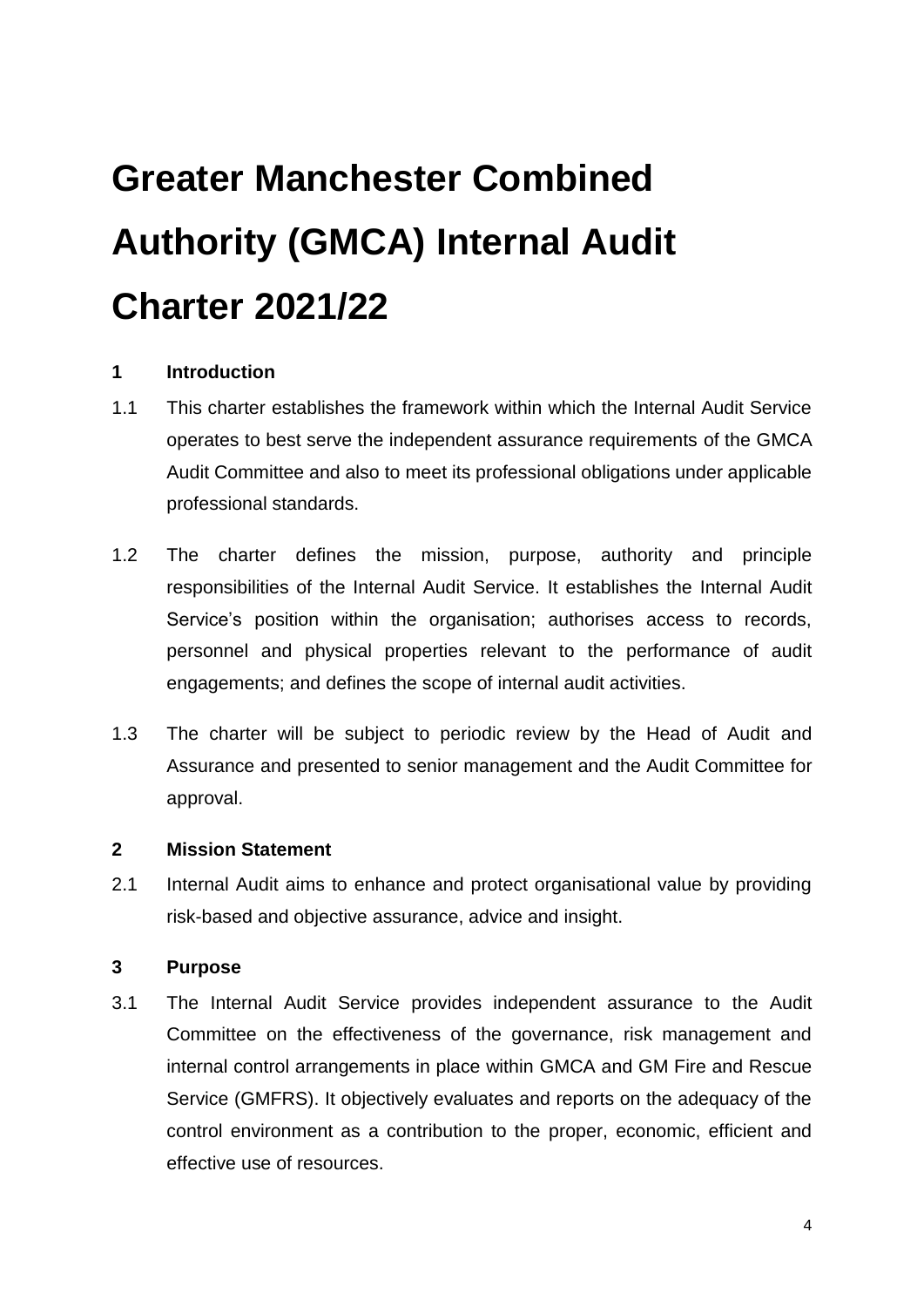# Greater Manchester Combined Authority (GMCA) Internal Audit Charter 2021/22

## 1 Introduction

1.1 This charter establishes the framework within which the Internal Audit Service operates to best serve the independent assurance requirements of the GMCA Audit Committee and also to meet its professional obligations under applicable professional standards.

1.2 The charter defines the mission, purpose, authority and principle responsibilities of the Internal Audit Service. It establishes the Internal Audit Service's position within the organisation; authorises access to records, personnel and physical properties relevant to the performance of audit engagements; and defines the scope of internal audit activities.

1.3 The charter will be subject to periodic review by the Head of Audit and Assurance and presented to senior management and the Audit Committee for approval.

## 2 Mission Statement

2.1 Internal Audit aims to enhance and protect organisational value by providing risk-based and objective assurance, advice and insight.

## 3 Purpose

3.1 The Internal Audit Service provides independent assurance to the Audit Committee on the effectiveness of the governance, risk management and internal control arrangements in place within GMCA and GM Fire and Rescue Service (GMFRS). It objectively evaluates and reports on the adequacy of the control environment as a contribution to the proper, economic, efficient and effective use of resources.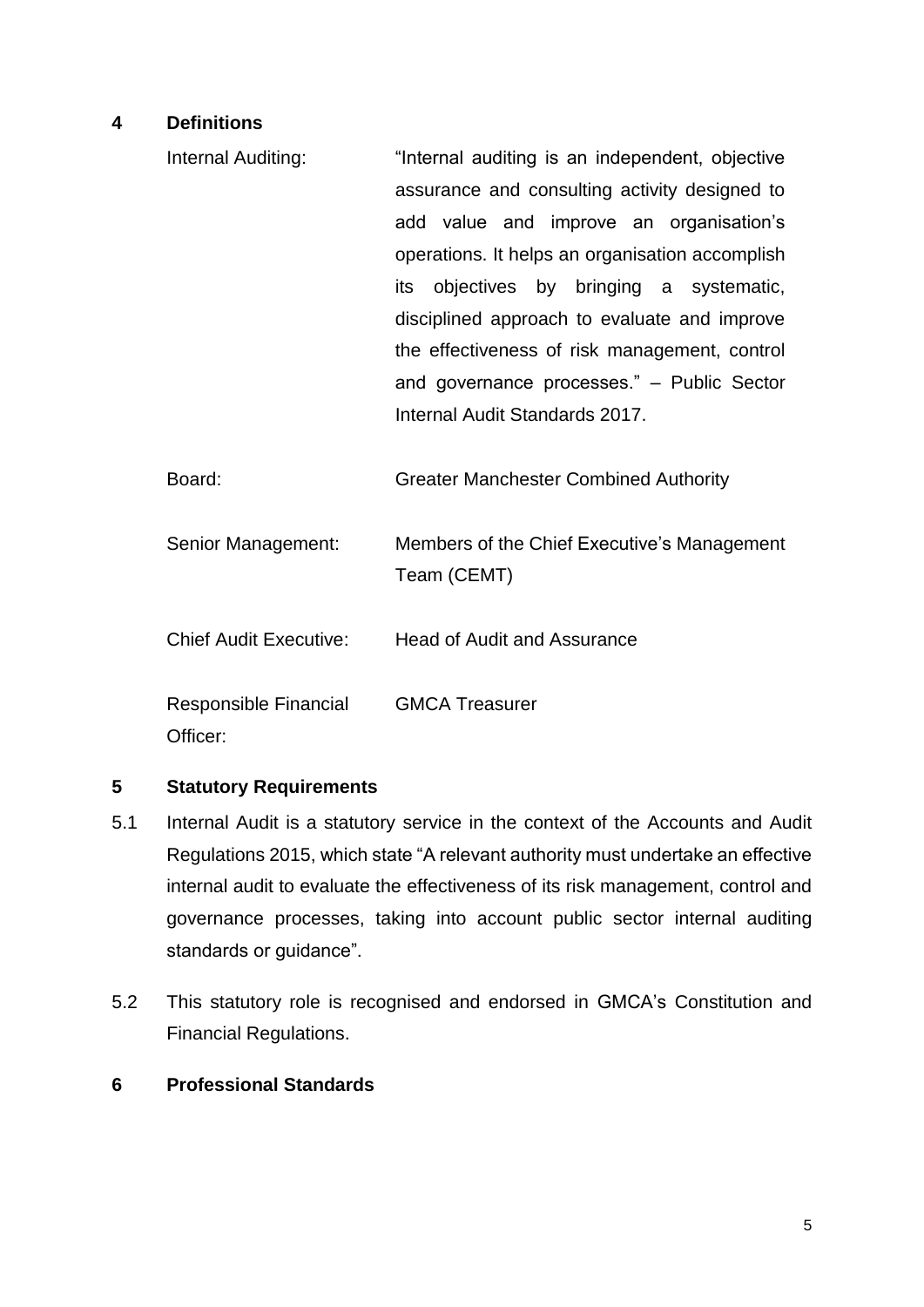## 4 Definitions

| | |
|---|---|
| Internal Auditing: | "Internal auditing is an independent, objective assurance and consulting activity designed to add value and improve an organisation's operations. It helps an organisation accomplish its objectives by bringing a systematic, disciplined approach to evaluate and improve the effectiveness of risk management, control and governance processes." – Public Sector Internal Audit Standards 2017. |
| Board: | Greater Manchester Combined Authority |
| Senior Management: | Members of the Chief Executive's Management Team (CEMT) |
| Chief Audit Executive: | Head of Audit and Assurance |
| Responsible Financial Officer: | GMCA Treasurer |

## 5 Statutory Requirements

5.1 Internal Audit is a statutory service in the context of the Accounts and Audit Regulations 2015, which state "A relevant authority must undertake an effective internal audit to evaluate the effectiveness of its risk management, control and governance processes, taking into account public sector internal auditing standards or guidance".

5.2 This statutory role is recognised and endorsed in GMCA's Constitution and Financial Regulations.

## 6 Professional Standards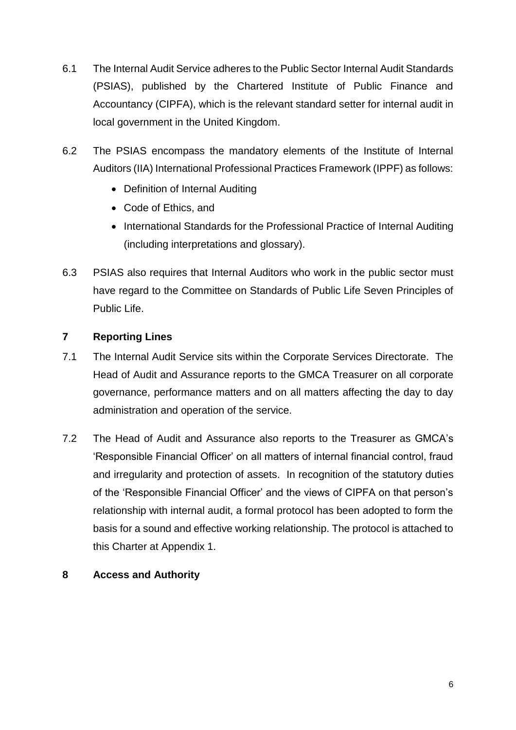6.1 The Internal Audit Service adheres to the Public Sector Internal Audit Standards (PSIAS), published by the Chartered Institute of Public Finance and Accountancy (CIPFA), which is the relevant standard setter for internal audit in local government in the United Kingdom.

6.2 The PSIAS encompass the mandatory elements of the Institute of Internal Auditors (IIA) International Professional Practices Framework (IPPF) as follows:

- Definition of Internal Auditing
- Code of Ethics, and
- International Standards for the Professional Practice of Internal Auditing (including interpretations and glossary).

6.3 PSIAS also requires that Internal Auditors who work in the public sector must have regard to the Committee on Standards of Public Life Seven Principles of Public Life.

## 7 Reporting Lines

7.1 The Internal Audit Service sits within the Corporate Services Directorate. The Head of Audit and Assurance reports to the GMCA Treasurer on all corporate governance, performance matters and on all matters affecting the day to day administration and operation of the service.

7.2 The Head of Audit and Assurance also reports to the Treasurer as GMCA's 'Responsible Financial Officer' on all matters of internal financial control, fraud and irregularity and protection of assets. In recognition of the statutory duties of the 'Responsible Financial Officer' and the views of CIPFA on that person's relationship with internal audit, a formal protocol has been adopted to form the basis for a sound and effective working relationship. The protocol is attached to this Charter at Appendix 1.

## 8 Access and Authority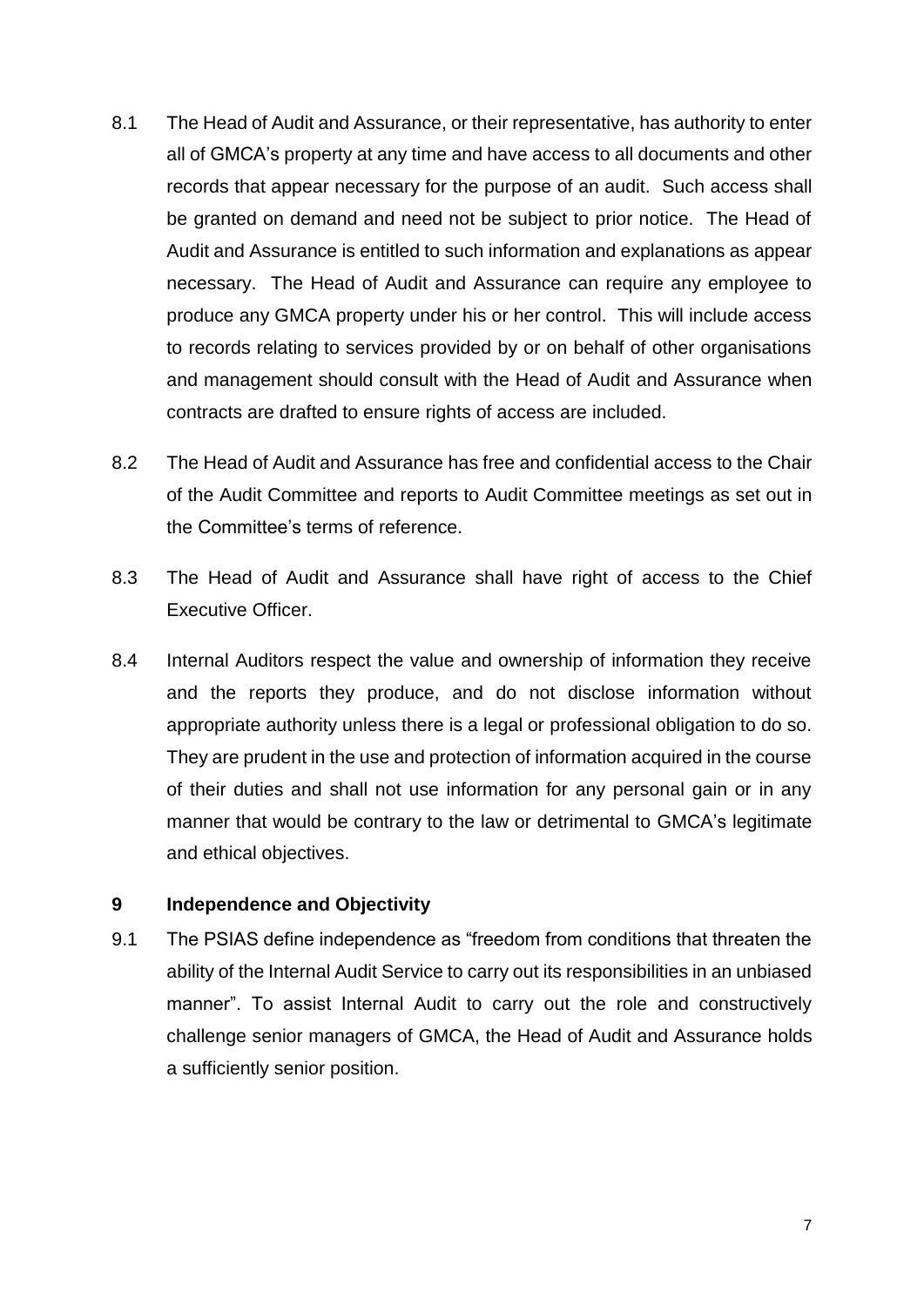8.1 The Head of Audit and Assurance, or their representative, has authority to enter all of GMCA's property at any time and have access to all documents and other records that appear necessary for the purpose of an audit. Such access shall be granted on demand and need not be subject to prior notice. The Head of Audit and Assurance is entitled to such information and explanations as appear necessary. The Head of Audit and Assurance can require any employee to produce any GMCA property under his or her control. This will include access to records relating to services provided by or on behalf of other organisations and management should consult with the Head of Audit and Assurance when contracts are drafted to ensure rights of access are included.

8.2 The Head of Audit and Assurance has free and confidential access to the Chair of the Audit Committee and reports to Audit Committee meetings as set out in the Committee's terms of reference.

8.3 The Head of Audit and Assurance shall have right of access to the Chief Executive Officer.

8.4 Internal Auditors respect the value and ownership of information they receive and the reports they produce, and do not disclose information without appropriate authority unless there is a legal or professional obligation to do so. They are prudent in the use and protection of information acquired in the course of their duties and shall not use information for any personal gain or in any manner that would be contrary to the law or detrimental to GMCA's legitimate and ethical objectives.

## 9 Independence and Objectivity

9.1 The PSIAS define independence as "freedom from conditions that threaten the ability of the Internal Audit Service to carry out its responsibilities in an unbiased manner". To assist Internal Audit to carry out the role and constructively challenge senior managers of GMCA, the Head of Audit and Assurance holds a sufficiently senior position.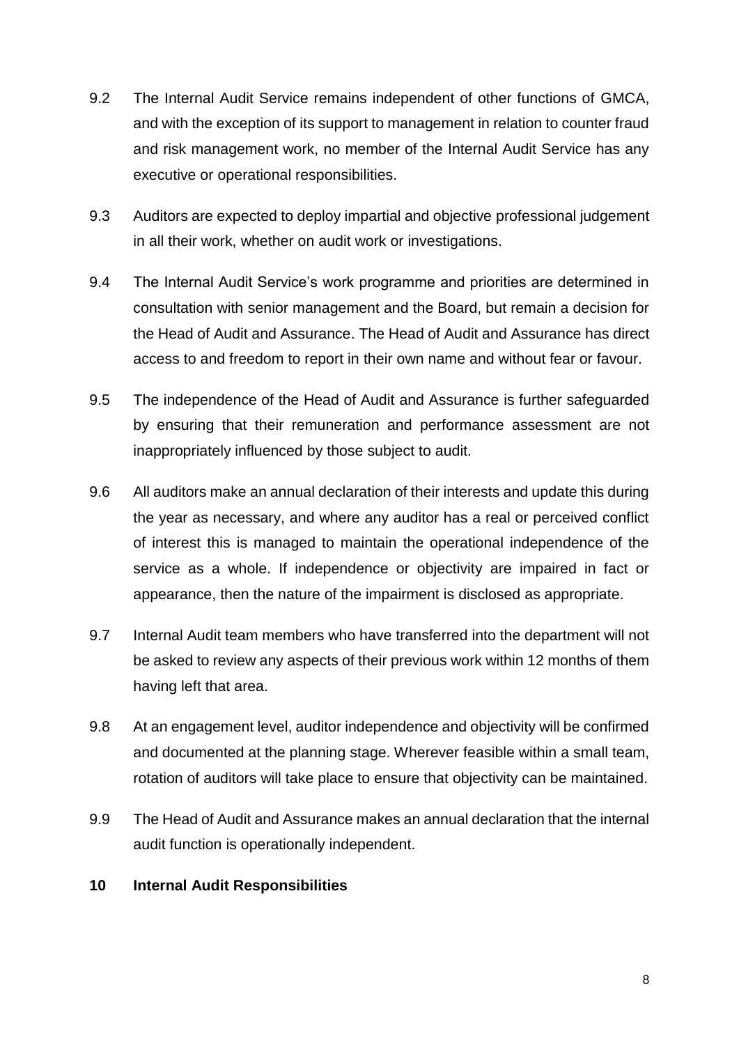9.2 The Internal Audit Service remains independent of other functions of GMCA, and with the exception of its support to management in relation to counter fraud and risk management work, no member of the Internal Audit Service has any executive or operational responsibilities.

9.3 Auditors are expected to deploy impartial and objective professional judgement in all their work, whether on audit work or investigations.

9.4 The Internal Audit Service's work programme and priorities are determined in consultation with senior management and the Board, but remain a decision for the Head of Audit and Assurance. The Head of Audit and Assurance has direct access to and freedom to report in their own name and without fear or favour.

9.5 The independence of the Head of Audit and Assurance is further safeguarded by ensuring that their remuneration and performance assessment are not inappropriately influenced by those subject to audit.

9.6 All auditors make an annual declaration of their interests and update this during the year as necessary, and where any auditor has a real or perceived conflict of interest this is managed to maintain the operational independence of the service as a whole. If independence or objectivity are impaired in fact or appearance, then the nature of the impairment is disclosed as appropriate.

9.7 Internal Audit team members who have transferred into the department will not be asked to review any aspects of their previous work within 12 months of them having left that area.

9.8 At an engagement level, auditor independence and objectivity will be confirmed and documented at the planning stage. Wherever feasible within a small team, rotation of auditors will take place to ensure that objectivity can be maintained.

9.9 The Head of Audit and Assurance makes an annual declaration that the internal audit function is operationally independent.

## 10 Internal Audit Responsibilities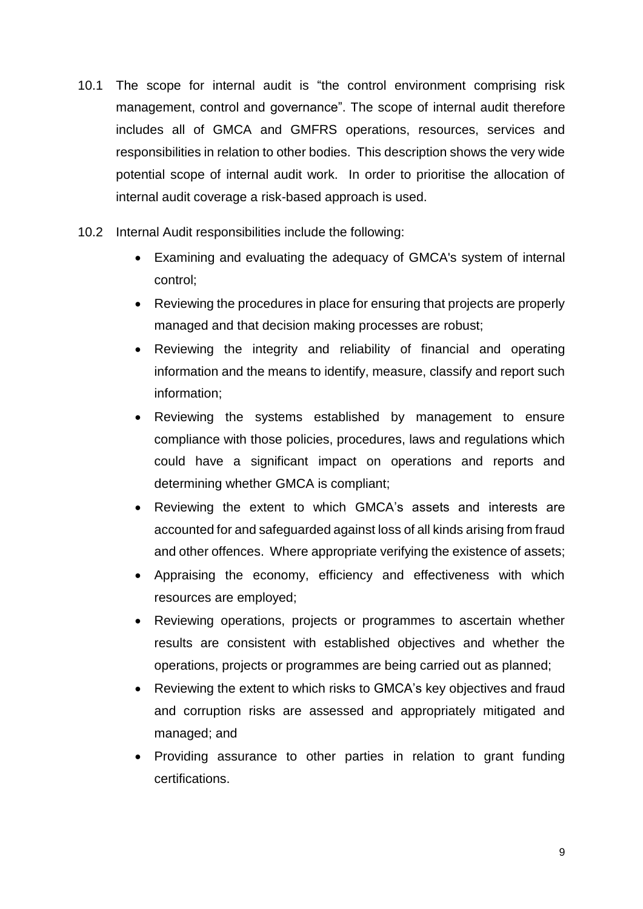10.1 The scope for internal audit is "the control environment comprising risk management, control and governance". The scope of internal audit therefore includes all of GMCA and GMFRS operations, resources, services and responsibilities in relation to other bodies. This description shows the very wide potential scope of internal audit work. In order to prioritise the allocation of internal audit coverage a risk-based approach is used.

10.2 Internal Audit responsibilities include the following:

- Examining and evaluating the adequacy of GMCA's system of internal control;
- Reviewing the procedures in place for ensuring that projects are properly managed and that decision making processes are robust;
- Reviewing the integrity and reliability of financial and operating information and the means to identify, measure, classify and report such information;
- Reviewing the systems established by management to ensure compliance with those policies, procedures, laws and regulations which could have a significant impact on operations and reports and determining whether GMCA is compliant;
- Reviewing the extent to which GMCA's assets and interests are accounted for and safeguarded against loss of all kinds arising from fraud and other offences. Where appropriate verifying the existence of assets;
- Appraising the economy, efficiency and effectiveness with which resources are employed;
- Reviewing operations, projects or programmes to ascertain whether results are consistent with established objectives and whether the operations, projects or programmes are being carried out as planned;
- Reviewing the extent to which risks to GMCA's key objectives and fraud and corruption risks are assessed and appropriately mitigated and managed; and
- Providing assurance to other parties in relation to grant funding certifications.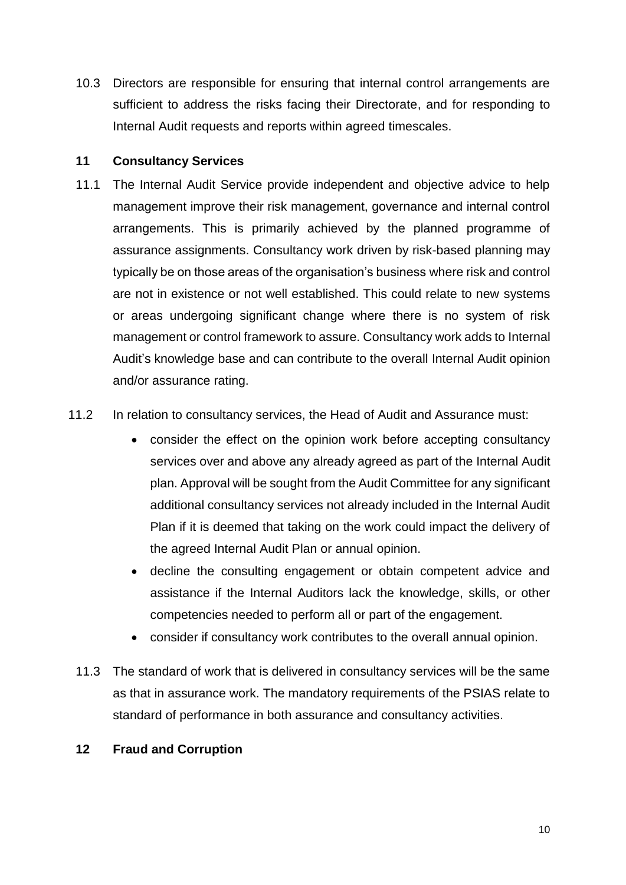10.3 Directors are responsible for ensuring that internal control arrangements are sufficient to address the risks facing their Directorate, and for responding to Internal Audit requests and reports within agreed timescales.

## 11 Consultancy Services

11.1 The Internal Audit Service provide independent and objective advice to help management improve their risk management, governance and internal control arrangements. This is primarily achieved by the planned programme of assurance assignments. Consultancy work driven by risk-based planning may typically be on those areas of the organisation's business where risk and control are not in existence or not well established. This could relate to new systems or areas undergoing significant change where there is no system of risk management or control framework to assure. Consultancy work adds to Internal Audit's knowledge base and can contribute to the overall Internal Audit opinion and/or assurance rating.

11.2 In relation to consultancy services, the Head of Audit and Assurance must:

- consider the effect on the opinion work before accepting consultancy services over and above any already agreed as part of the Internal Audit plan. Approval will be sought from the Audit Committee for any significant additional consultancy services not already included in the Internal Audit Plan if it is deemed that taking on the work could impact the delivery of the agreed Internal Audit Plan or annual opinion.
- decline the consulting engagement or obtain competent advice and assistance if the Internal Auditors lack the knowledge, skills, or other competencies needed to perform all or part of the engagement.
- consider if consultancy work contributes to the overall annual opinion.

11.3 The standard of work that is delivered in consultancy services will be the same as that in assurance work. The mandatory requirements of the PSIAS relate to standard of performance in both assurance and consultancy activities.

## 12 Fraud and Corruption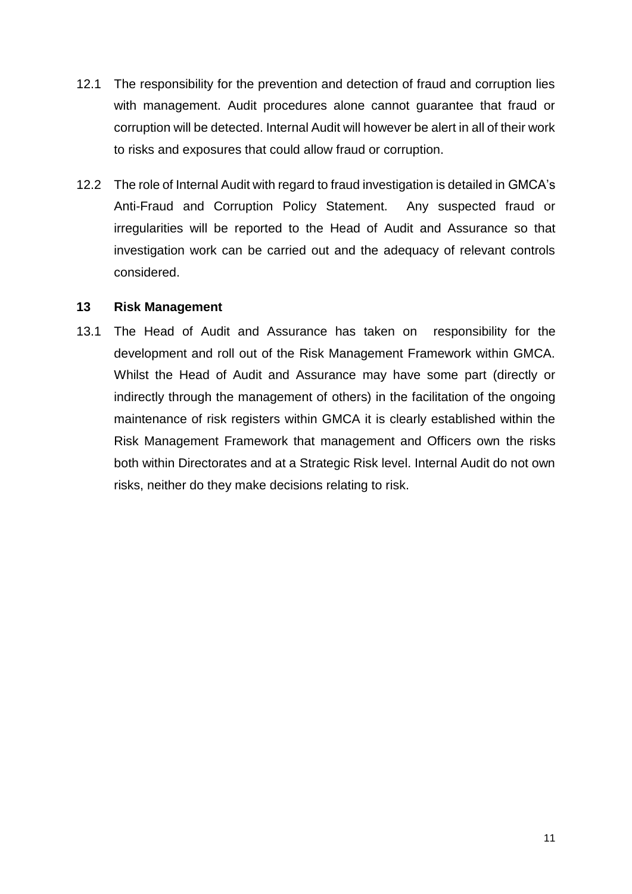12.1 The responsibility for the prevention and detection of fraud and corruption lies with management. Audit procedures alone cannot guarantee that fraud or corruption will be detected. Internal Audit will however be alert in all of their work to risks and exposures that could allow fraud or corruption.

12.2 The role of Internal Audit with regard to fraud investigation is detailed in GMCA's Anti-Fraud and Corruption Policy Statement. Any suspected fraud or irregularities will be reported to the Head of Audit and Assurance so that investigation work can be carried out and the adequacy of relevant controls considered.

## 13 Risk Management

13.1 The Head of Audit and Assurance has taken on responsibility for the development and roll out of the Risk Management Framework within GMCA. Whilst the Head of Audit and Assurance may have some part (directly or indirectly through the management of others) in the facilitation of the ongoing maintenance of risk registers within GMCA it is clearly established within the Risk Management Framework that management and Officers own the risks both within Directorates and at a Strategic Risk level. Internal Audit do not own risks, neither do they make decisions relating to risk.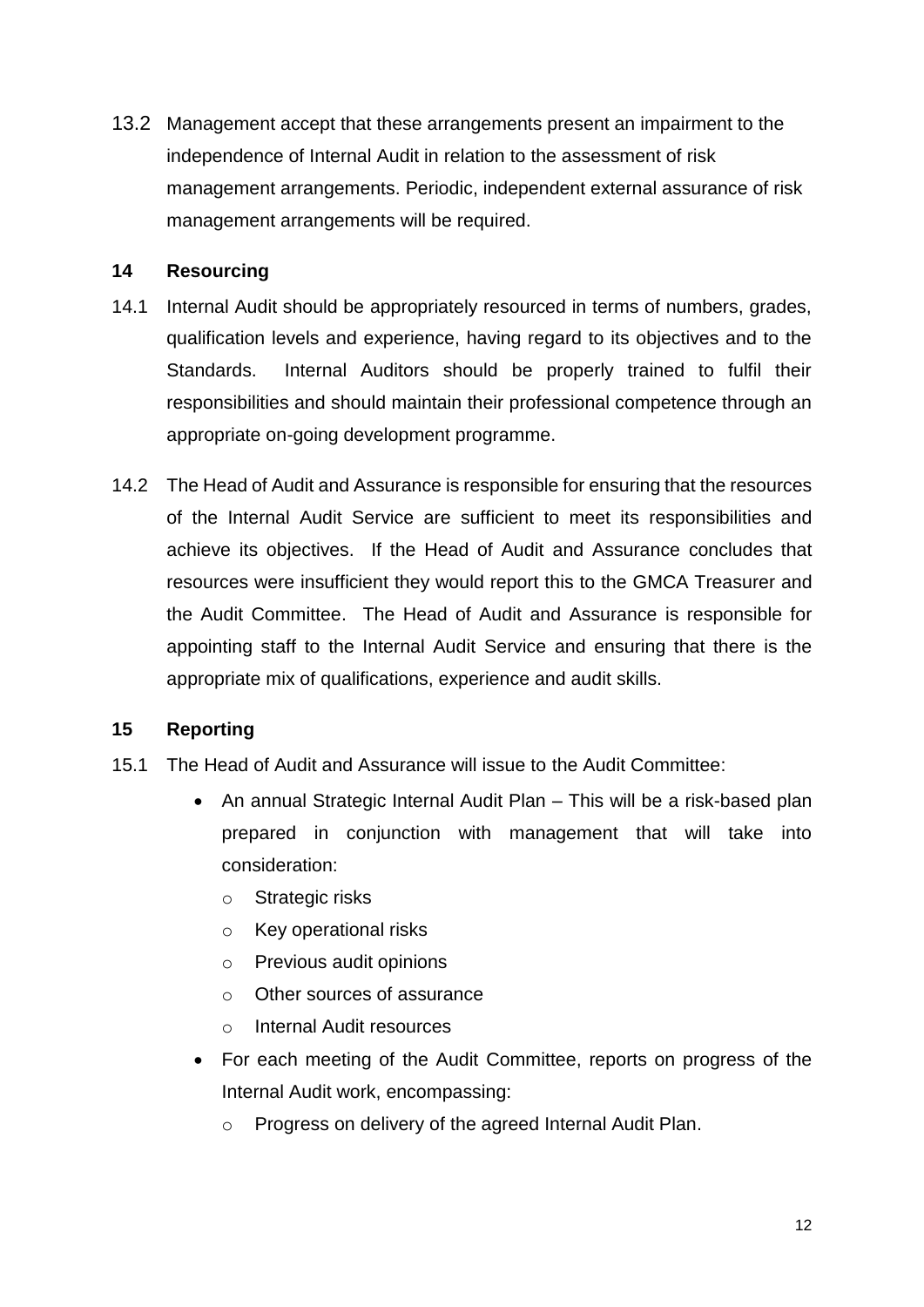13.2 Management accept that these arrangements present an impairment to the independence of Internal Audit in relation to the assessment of risk management arrangements. Periodic, independent external assurance of risk management arrangements will be required.

## 14 Resourcing

14.1 Internal Audit should be appropriately resourced in terms of numbers, grades, qualification levels and experience, having regard to its objectives and to the Standards. Internal Auditors should be properly trained to fulfil their responsibilities and should maintain their professional competence through an appropriate on-going development programme.

14.2 The Head of Audit and Assurance is responsible for ensuring that the resources of the Internal Audit Service are sufficient to meet its responsibilities and achieve its objectives. If the Head of Audit and Assurance concludes that resources were insufficient they would report this to the GMCA Treasurer and the Audit Committee. The Head of Audit and Assurance is responsible for appointing staff to the Internal Audit Service and ensuring that there is the appropriate mix of qualifications, experience and audit skills.

## 15 Reporting

15.1 The Head of Audit and Assurance will issue to the Audit Committee:

- An annual Strategic Internal Audit Plan – This will be a risk-based plan prepared in conjunction with management that will take into consideration:
  - Strategic risks
  - Key operational risks
  - Previous audit opinions
  - Other sources of assurance
  - Internal Audit resources
- For each meeting of the Audit Committee, reports on progress of the Internal Audit work, encompassing:
  - Progress on delivery of the agreed Internal Audit Plan.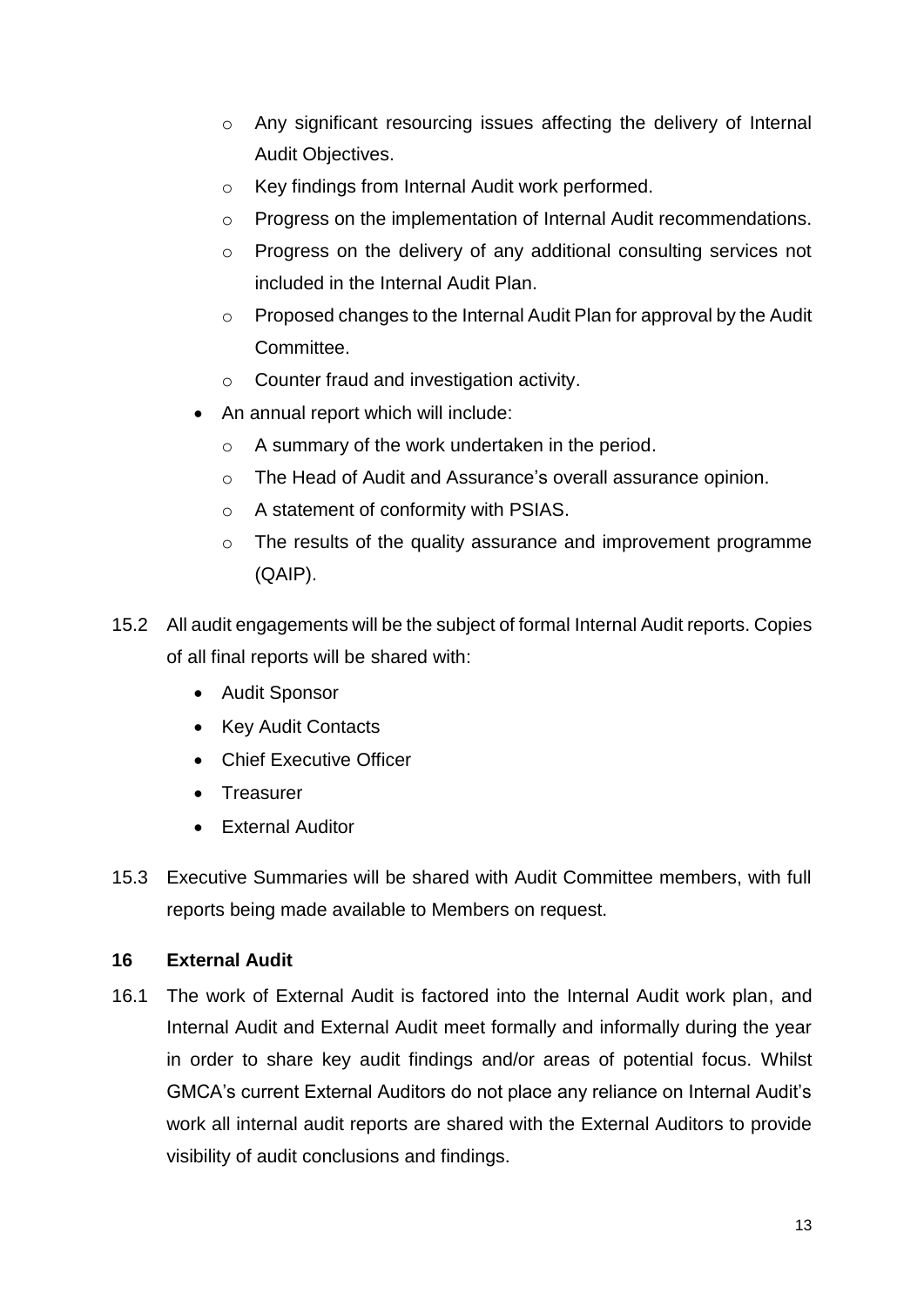- Any significant resourcing issues affecting the delivery of Internal Audit Objectives.
  - Key findings from Internal Audit work performed.
  - Progress on the implementation of Internal Audit recommendations.
  - Progress on the delivery of any additional consulting services not included in the Internal Audit Plan.
  - Proposed changes to the Internal Audit Plan for approval by the Audit Committee.
  - Counter fraud and investigation activity.
- An annual report which will include:
  - A summary of the work undertaken in the period.
  - The Head of Audit and Assurance's overall assurance opinion.
  - A statement of conformity with PSIAS.
  - The results of the quality assurance and improvement programme (QAIP).

15.2 All audit engagements will be the subject of formal Internal Audit reports. Copies of all final reports will be shared with:

- Audit Sponsor
- Key Audit Contacts
- Chief Executive Officer
- Treasurer
- External Auditor

15.3 Executive Summaries will be shared with Audit Committee members, with full reports being made available to Members on request.

## 16 External Audit

16.1 The work of External Audit is factored into the Internal Audit work plan, and Internal Audit and External Audit meet formally and informally during the year in order to share key audit findings and/or areas of potential focus. Whilst GMCA's current External Auditors do not place any reliance on Internal Audit's work all internal audit reports are shared with the External Auditors to provide visibility of audit conclusions and findings.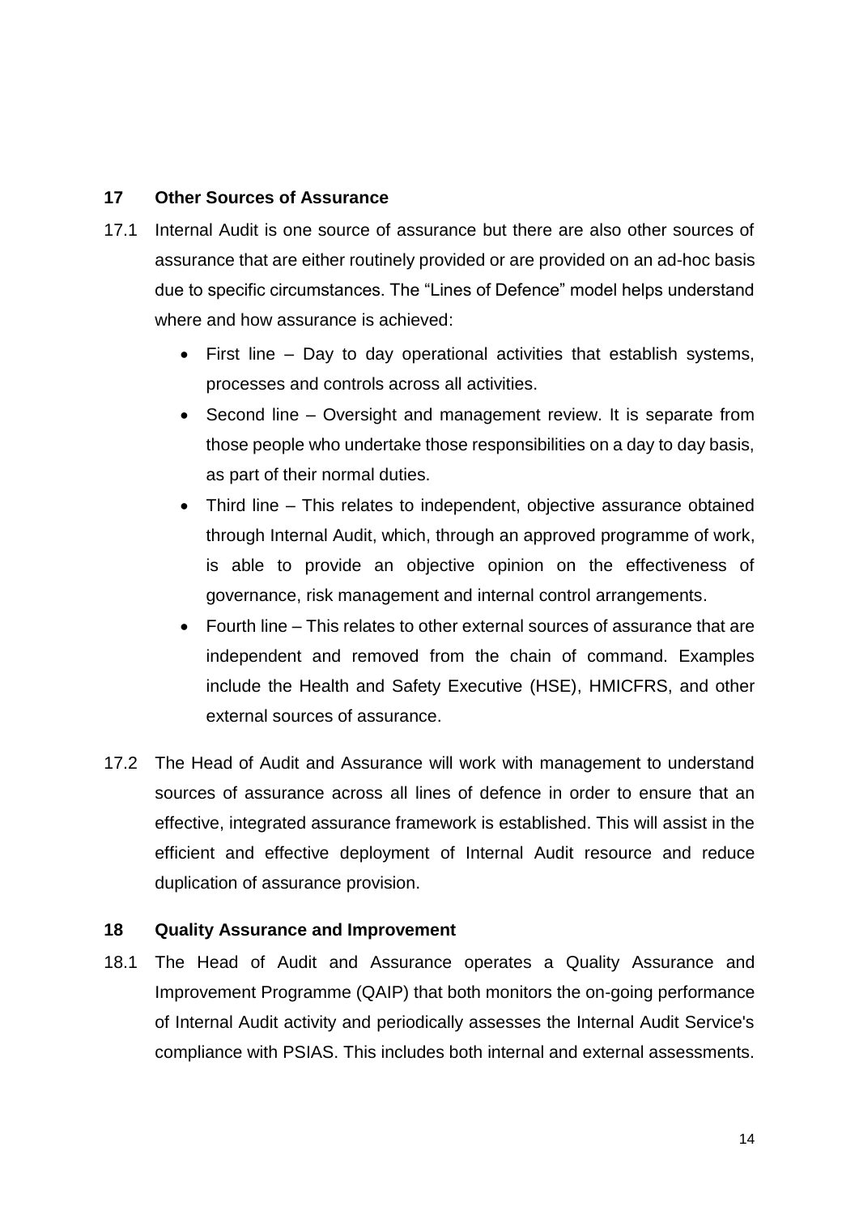## 17 Other Sources of Assurance

17.1 Internal Audit is one source of assurance but there are also other sources of assurance that are either routinely provided or are provided on an ad-hoc basis due to specific circumstances. The "Lines of Defence" model helps understand where and how assurance is achieved:

- First line – Day to day operational activities that establish systems, processes and controls across all activities.
- Second line – Oversight and management review. It is separate from those people who undertake those responsibilities on a day to day basis, as part of their normal duties.
- Third line – This relates to independent, objective assurance obtained through Internal Audit, which, through an approved programme of work, is able to provide an objective opinion on the effectiveness of governance, risk management and internal control arrangements.
- Fourth line – This relates to other external sources of assurance that are independent and removed from the chain of command. Examples include the Health and Safety Executive (HSE), HMICFRS, and other external sources of assurance.

17.2 The Head of Audit and Assurance will work with management to understand sources of assurance across all lines of defence in order to ensure that an effective, integrated assurance framework is established. This will assist in the efficient and effective deployment of Internal Audit resource and reduce duplication of assurance provision.

## 18 Quality Assurance and Improvement

18.1 The Head of Audit and Assurance operates a Quality Assurance and Improvement Programme (QAIP) that both monitors the on-going performance of Internal Audit activity and periodically assesses the Internal Audit Service's compliance with PSIAS. This includes both internal and external assessments.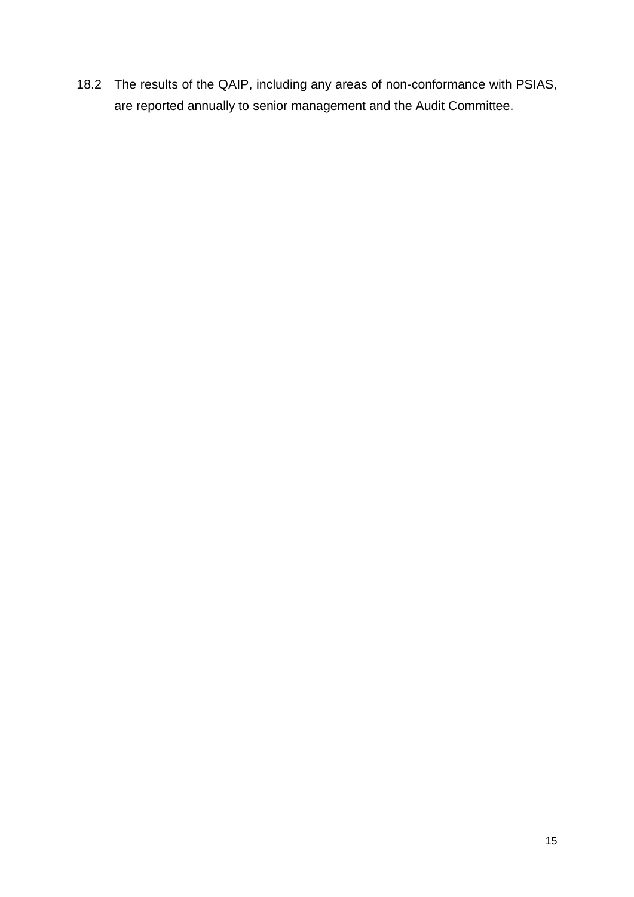18.2 The results of the QAIP, including any areas of non-conformance with PSIAS, are reported annually to senior management and the Audit Committee.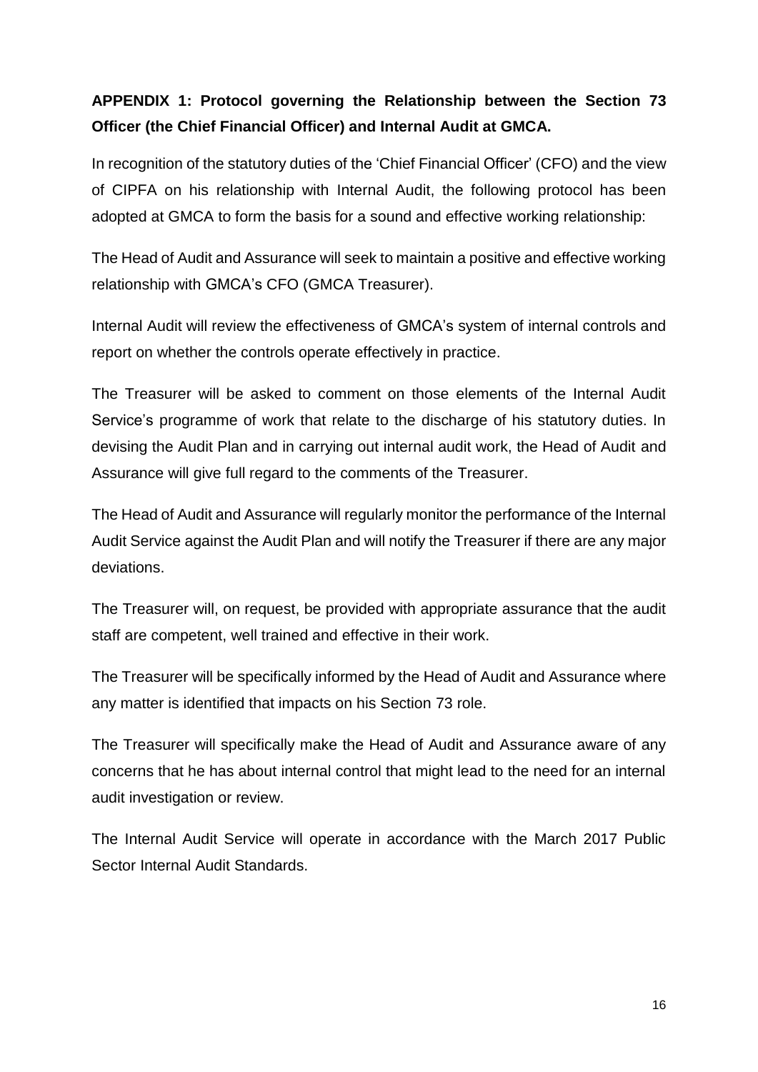## APPENDIX 1: Protocol governing the Relationship between the Section 73 Officer (the Chief Financial Officer) and Internal Audit at GMCA.

In recognition of the statutory duties of the 'Chief Financial Officer' (CFO) and the view of CIPFA on his relationship with Internal Audit, the following protocol has been adopted at GMCA to form the basis for a sound and effective working relationship:

The Head of Audit and Assurance will seek to maintain a positive and effective working relationship with GMCA's CFO (GMCA Treasurer).

Internal Audit will review the effectiveness of GMCA's system of internal controls and report on whether the controls operate effectively in practice.

The Treasurer will be asked to comment on those elements of the Internal Audit Service's programme of work that relate to the discharge of his statutory duties. In devising the Audit Plan and in carrying out internal audit work, the Head of Audit and Assurance will give full regard to the comments of the Treasurer.

The Head of Audit and Assurance will regularly monitor the performance of the Internal Audit Service against the Audit Plan and will notify the Treasurer if there are any major deviations.

The Treasurer will, on request, be provided with appropriate assurance that the audit staff are competent, well trained and effective in their work.

The Treasurer will be specifically informed by the Head of Audit and Assurance where any matter is identified that impacts on his Section 73 role.

The Treasurer will specifically make the Head of Audit and Assurance aware of any concerns that he has about internal control that might lead to the need for an internal audit investigation or review.

The Internal Audit Service will operate in accordance with the March 2017 Public Sector Internal Audit Standards.